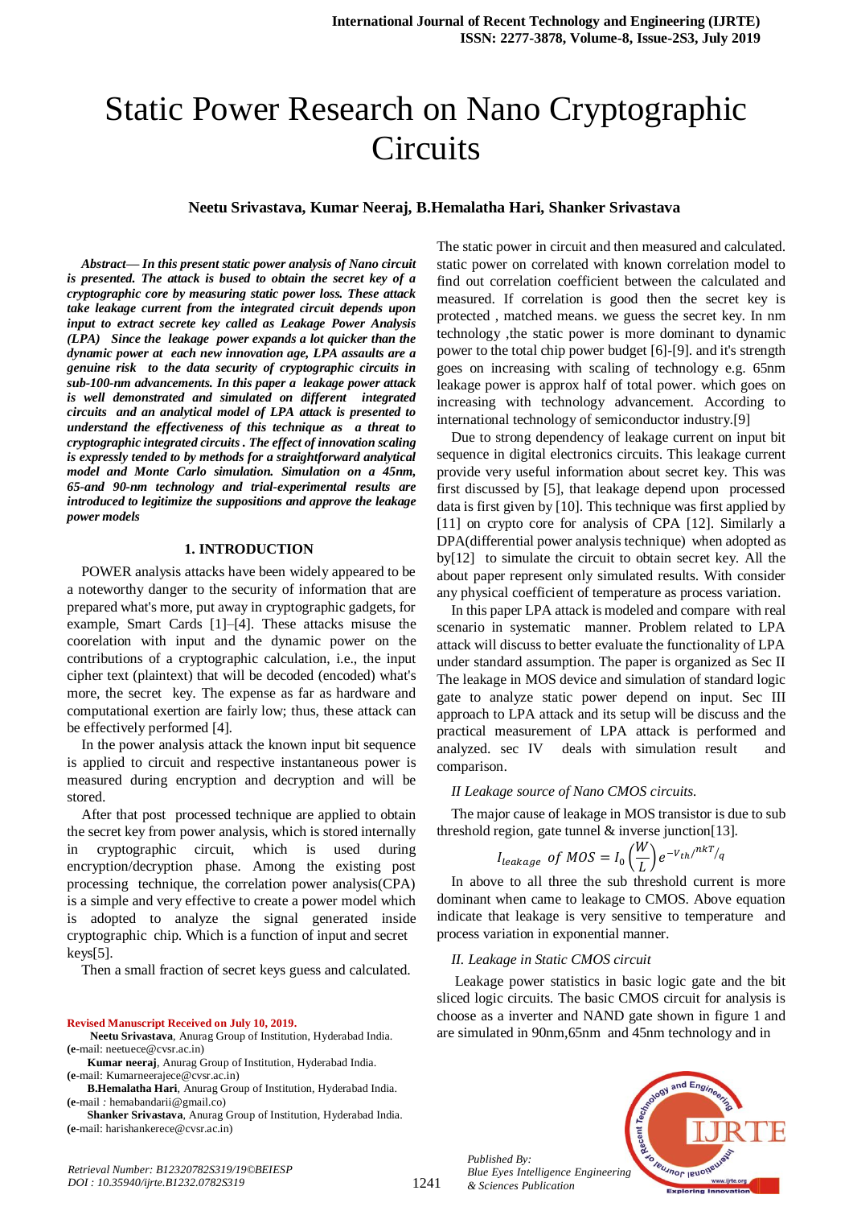# Static Power Research on Nano Cryptographic Circuits

**Neetu Srivastava, Kumar Neeraj, B.Hemalatha Hari, Shanker Srivastava**

***Abstract— In this present static power analysis of Nano circuit is presented. The attack is bused to obtain the secret key of a cryptographic core by measuring static power loss. These attack take leakage current from the integrated circuit depends upon input to extract secrete key called as Leakage Power Analysis (LPA) Since the leakage power expands a lot quicker than the dynamic power at each new innovation age, LPA assaults are a genuine risk to the data security of cryptographic circuits in sub-100-nm advancements. In this paper a leakage power attack is well demonstrated and simulated on different integrated circuits and an analytical model of LPA attack is presented to understand the effectiveness of this technique as a threat to cryptographic integrated circuits . The effect of innovation scaling is expressly tended to by methods for a straightforward analytical model and Monte Carlo simulation. Simulation on a 45nm, 65-and 90-nm technology and trial-experimental results are introduced to legitimize the suppositions and approve the leakage power models***

## 1. INTRODUCTION

POWER analysis attacks have been widely appeared to be a noteworthy danger to the security of information that are prepared what's more, put away in cryptographic gadgets, for example, Smart Cards [1]–[4]. These attacks misuse the coorelation with input and the dynamic power on the contributions of a cryptographic calculation, i.e., the input cipher text (plaintext) that will be decoded (encoded) what's more, the secret key. The expense as far as hardware and computational exertion are fairly low; thus, these attack can be effectively performed [4].

In the power analysis attack the known input bit sequence is applied to circuit and respective instantaneous power is measured during encryption and decryption and will be stored.

After that post processed technique are applied to obtain the secret key from power analysis, which is stored internally in cryptographic circuit, which is used during encryption/decryption phase. Among the existing post processing technique, the correlation power analysis(CPA) is a simple and very effective to create a power model which is adopted to analyze the signal generated inside cryptographic chip. Which is a function of input and secret keys[5].

Then a small fraction of secret keys guess and calculated. The static power in circuit and then measured and calculated. static power on correlated with known correlation model to find out correlation coefficient between the calculated and measured. If correlation is good then the secret key is protected , matched means. we guess the secret key. In nm technology ,the static power is more dominant to dynamic power to the total chip power budget [6]-[9]. and it's strength goes on increasing with scaling of technology e.g. 65nm leakage power is approx half of total power. which goes on increasing with technology advancement. According to international technology of semiconductor industry.[9]

Due to strong dependency of leakage current on input bit sequence in digital electronics circuits. This leakage current provide very useful information about secret key. This was first discussed by [5], that leakage depend upon processed data is first given by [10]. This technique was first applied by [11] on crypto core for analysis of CPA [12]. Similarly a DPA(differential power analysis technique) when adopted as by[12] to simulate the circuit to obtain secret key. All the about paper represent only simulated results. With consider any physical coefficient of temperature as process variation.

In this paper LPA attack is modeled and compare with real scenario in systematic manner. Problem related to LPA attack will discuss to better evaluate the functionality of LPA under standard assumption. The paper is organized as Sec II The leakage in MOS device and simulation of standard logic gate to analyze static power depend on input. Sec III approach to LPA attack and its setup will be discuss and the practical measurement of LPA attack is performed and analyzed. sec IV deals with simulation result and comparison.

*II Leakage source of Nano CMOS circuits.*

The major cause of leakage in MOS transistor is due to sub threshold region, gate tunnel & inverse junction[13].

$$I_{leakage} \text{ of } MOS = I_0\left(\frac{W}{L}\right)e^{-V_{th}/^{nkT}/_q}$$

In above to all three the sub threshold current is more dominant when came to leakage to CMOS. Above equation indicate that leakage is very sensitive to temperature and process variation in exponential manner.

*II. Leakage in Static CMOS circuit*

Leakage power statistics in basic logic gate and the bit sliced logic circuits. The basic CMOS circuit for analysis is choose as a inverter and NAND gate shown in figure 1 and are simulated in 90nm,65nm and 45nm technology and in

**Revised Manuscript Received on July 10, 2019.**

**Neetu Srivastava**, Anurag Group of Institution, Hyderabad India. (**e**-mail: neetuece@cvsr.ac.in)

**Kumar neeraj**, Anurag Group of Institution, Hyderabad India. (**e**-mail: Kumarneerajece@cvsr.ac.in)

**B.Hemalatha Hari**, Anurag Group of Institution, Hyderabad India. (**e**-mail : hemabandarii@gmail.co)

**Shanker Srivastava**, Anurag Group of Institution, Hyderabad India. (**e**-mail: harishankerece@cvsr.ac.in)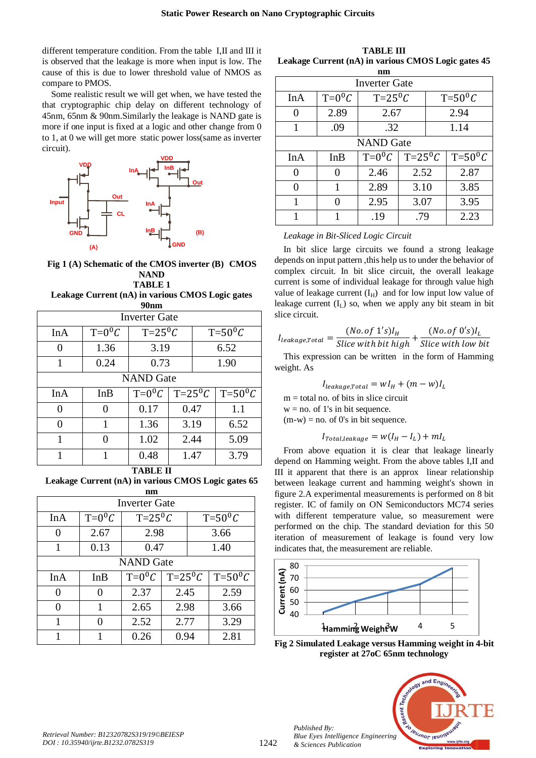different temperature condition. From the table I,II and III it is observed that the leakage is more when input is low. The cause of this is due to lower threshold value of NMOS as compare to PMOS.

Some realistic result we will get when, we have tested the that cryptographic chip delay on different technology of 45nm, 65nm & 90nm.Similarly the leakage is NAND gate is more if one input is fixed at a logic and other change from 0 to 1, at 0 we will get more static power loss(same as inverter circuit).

**Fig 1 (A) Schematic of the CMOS inverter (B) CMOS NAND**

**TABLE 1**
**Leakage Current (nA) in various CMOS Logic gates 90nm**

| Inverter Gate | | | |
|---|---|---|---|
| InA | T=$0^0C$ | T=$25^0C$ | T=$50^0C$ |
| 0 | 1.36 | 3.19 | 6.52 |
| 1 | 0.24 | 0.73 | 1.90 |

| NAND Gate | | | | |
|---|---|---|---|---|
| InA | InB | T=$0^0C$ | T=$25^0C$ | T=$50^0C$ |
| 0 | 0 | 0.17 | 0.47 | 1.1 |
| 0 | 1 | 1.36 | 3.19 | 6.52 |
| 1 | 0 | 1.02 | 2.44 | 5.09 |
| 1 | 1 | 0.48 | 1.47 | 3.79 |

**TABLE II**
**Leakage Current (nA) in various CMOS Logic gates 65 nm**

| Inverter Gate | | | |
|---|---|---|---|
| InA | T=$0^0C$ | T=$25^0C$ | T=$50^0C$ |
| 0 | 2.67 | 2.98 | 3.66 |
| 1 | 0.13 | 0.47 | 1.40 |

| NAND Gate | | | | |
|---|---|---|---|---|
| InA | InB | T=$0^0C$ | T=$25^0C$ | T=$50^0C$ |
| 0 | 0 | 2.37 | 2.45 | 2.59 |
| 0 | 1 | 2.65 | 2.98 | 3.66 |
| 1 | 0 | 2.52 | 2.77 | 3.29 |
| 1 | 1 | 0.26 | 0.94 | 2.81 |

**TABLE III**
**Leakage Current (nA) in various CMOS Logic gates 45 nm**

| Inverter Gate | | | |
|---|---|---|---|
| InA | T=$0^0C$ | T=$25^0C$ | T=$50^0C$ |
| 0 | 2.89 | 2.67 | 2.94 |
| 1 | .09 | .32 | 1.14 |

| NAND Gate | | | | |
|---|---|---|---|---|
| InA | InB | T=$0^0C$ | T=$25^0C$ | T=$50^0C$ |
| 0 | 0 | 2.46 | 2.52 | 2.87 |
| 0 | 1 | 2.89 | 3.10 | 3.85 |
| 1 | 0 | 2.95 | 3.07 | 3.95 |
| 1 | 1 | .19 | .79 | 2.23 |

*Leakage in Bit-Sliced Logic Circuit*

In bit slice large circuits we found a strong leakage depends on input pattern ,this help us to under the behavior of complex circuit. In bit slice circuit, the overall leakage current is some of individual leakage for through value high value of leakage current ($I_H$) and for low input low value of leakage current ($I_L$) so, when we apply any bit steam in bit slice circuit.

$$I_{leakage,Total} = \frac{(No.of\ 1's)I_H}{Slice\ with\ bit\ high} + \frac{(No.of\ 0's)I_L}{Slice\ with\ low\ bit}$$

This expression can be written in the form of Hamming weight. As

$$I_{leakage,Total} = wI_H + (m - w)I_L$$

m = total no. of bits in slice circuit
w = no. of 1's in bit sequence.
(m-w) = no. of 0's in bit sequence.

$$I_{Total,leakage} = w(I_H - I_L) + mI_L$$

From above equation it is clear that leakage linearly depend on Hamming weight. From the above tables I,II and III it apparent that there is an approx linear relationship between leakage current and hamming weight's shown in figure 2.A experimental measurements is performed on 8 bit register. IC of family on ON Semiconductors MC74 series with different temperature value, so measurement were performed on the chip. The standard deviation for this 50 iteration of measurement of leakage is found very low indicates that, the measurement are reliable.

**Fig 2 Simulated Leakage versus Hamming weight in 4-bit register at 27oC 65nm technology**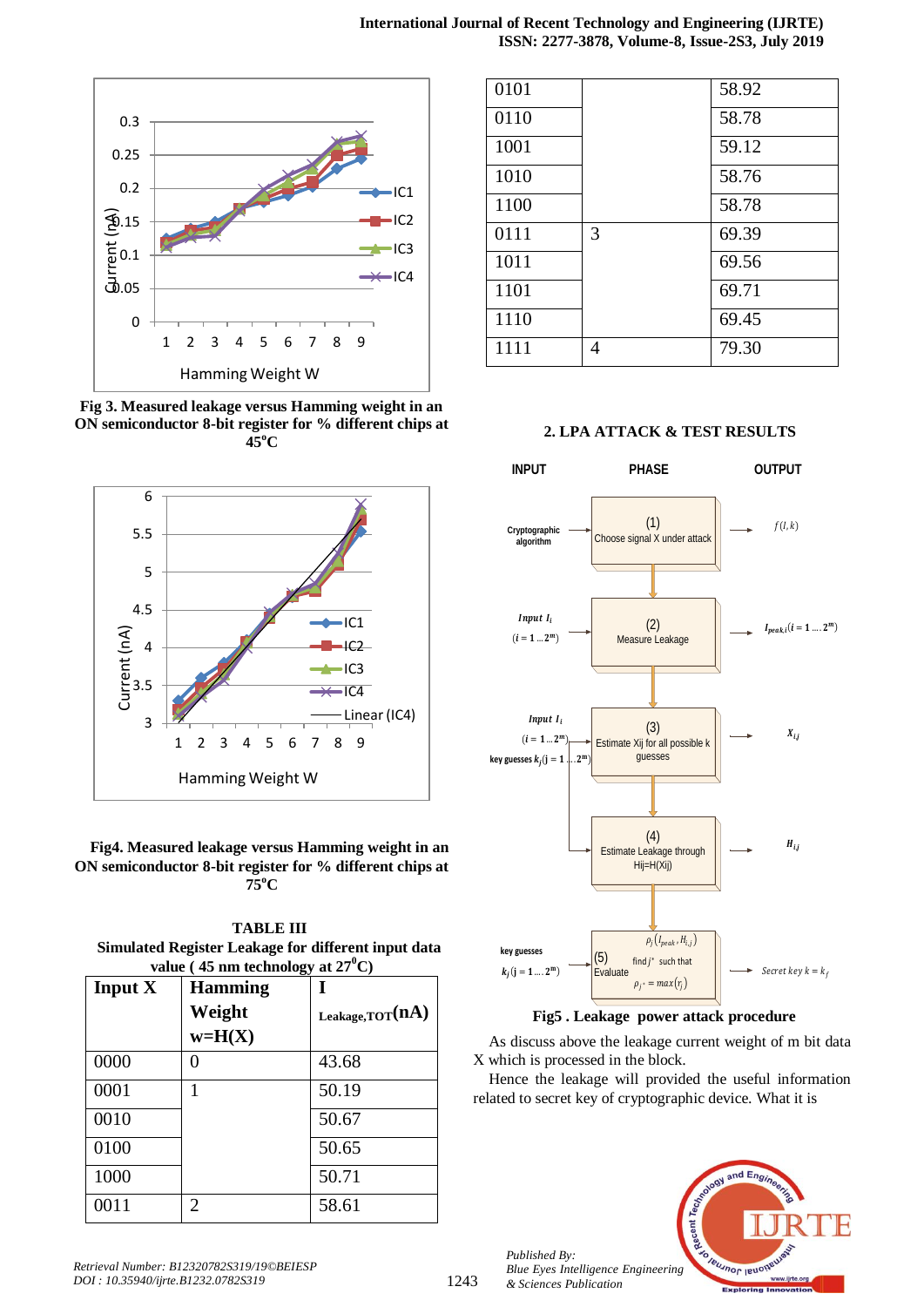Fig 3. Measured leakage versus Hamming weight in an ON semiconductor 8-bit register for % different chips at 45°C

Fig4. Measured leakage versus Hamming weight in an ON semiconductor 8-bit register for % different chips at 75°C

**TABLE III**
**Simulated Register Leakage for different input data value ( 45 nm technology at 27°C)**

| Input X | Hamming Weight w=H(X) | $I_{Leakage,TOT}$(nA) |
|---|---|---|
| 0000 | 0 | 43.68 |
| 0001 | 1 | 50.19 |
| 0010 | | 50.67 |
| 0100 | | 50.65 |
| 1000 | | 50.71 |
| 0011 | 2 | 58.61 |
| 0101 | | 58.92 |
| 0110 | | 58.78 |
| 1001 | | 59.12 |
| 1010 | | 58.76 |
| 1100 | | 58.78 |
| 0111 | 3 | 69.39 |
| 1011 | | 69.56 |
| 1101 | | 69.71 |
| 1110 | | 69.45 |
| 1111 | 4 | 79.30 |

## 2. LPA ATTACK & TEST RESULTS

| INPUT | PHASE | OUTPUT |
|---|---|---|
| Cryptographic algorithm | (1) Choose signal X under attack | $f(I,k)$ |
| Input $I_i$ ($i = 1 \dots 2^m$) | (2) Measure Leakage | $I_{peak,i}(i = 1 \dots 2^m)$ |
| Input $I_i$ ($i = 1 \dots 2^m$), key guesses $k_j$($j = 1 \dots 2^m$) | (3) Estimate Xij for all possible k guesses | $X_{ij}$ |
| | (4) Estimate Leakage through Hij=H(Xij) | $H_{ij}$ |
| key guesses $k_j$($j = 1 \dots 2^m$) | (5) Evaluate $\rho_j(I_{peak}, H_{i,j})$, find $j^*$ such that $\rho_{j^*} = max(r_j)$ | Secret key $k = k_f$ |

Fig5 . Leakage power attack procedure

As discuss above the leakage current weight of m bit data X which is processed in the block.

Hence the leakage will provided the useful information related to secret key of cryptographic device. What it is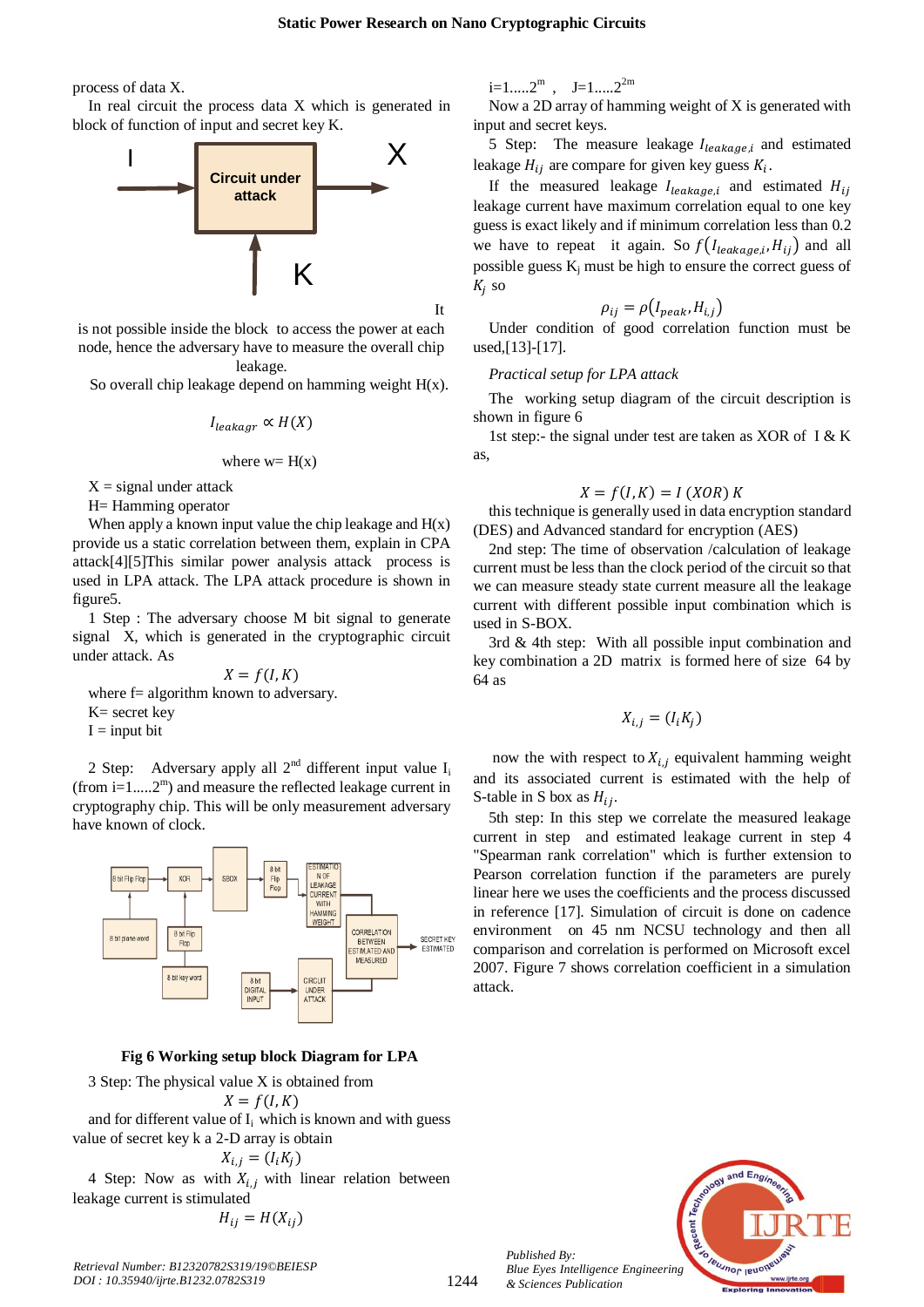process of data X.

In real circuit the process data X which is generated in block of function of input and secret key K.

It is not possible inside the block to access the power at each node, hence the adversary have to measure the overall chip leakage.

So overall chip leakage depend on hamming weight H(x).

$$I_{leakagr} \propto H(X)$$

where w= H(x)

X = signal under attack

H= Hamming operator

When apply a known input value the chip leakage and H(x) provide us a static correlation between them, explain in CPA attack[4][5]This similar power analysis attack process is used in LPA attack. The LPA attack procedure is shown in figure5.

1 Step : The adversary choose M bit signal to generate signal X, which is generated in the cryptographic circuit under attack. As

$$X = f(I, K)$$

where f= algorithm known to adversary.

K= secret key

I = input bit

2 Step: Adversary apply all $2^{nd}$ different input value $I_i$ (from i=1.....$2^m$) and measure the reflected leakage current in cryptography chip. This will be only measurement adversary have known of clock.

**Fig 6 Working setup block Diagram for LPA**

3 Step: The physical value X is obtained from

$$X = f(I, K)$$

and for different value of $I_i$ which is known and with guess value of secret key k a 2-D array is obtain

$$X_{i,j} = (I_i K_j)$$

4 Step: Now as with $X_{i,j}$ with linear relation between leakage current is stimulated

$$H_{ij} = H(X_{ij})$$

i=1.....$2^m$ , J=1.....$2^{2m}$

Now a 2D array of hamming weight of X is generated with input and secret keys.

5 Step: The measure leakage $I_{leakage,i}$ and estimated leakage $H_{ij}$ are compare for given key guess $K_i$.

If the measured leakage $I_{leakage,i}$ and estimated $H_{ij}$ leakage current have maximum correlation equal to one key guess is exact likely and if minimum correlation less than 0.2 we have to repeat it again. So $f(I_{leakage,i}, H_{ij})$ and all possible guess $K_j$ must be high to ensure the correct guess of $K_j$ so

$$\rho_{ij} = \rho(I_{peak}, H_{i,j})$$

Under condition of good correlation function must be used,[13]-[17].

*Practical setup for LPA attack*

The working setup diagram of the circuit description is shown in figure 6

1st step:- the signal under test are taken as XOR of I & K as,

$$X = f(I, K) = I\ (XOR)\ K$$

this technique is generally used in data encryption standard (DES) and Advanced standard for encryption (AES)

2nd step: The time of observation /calculation of leakage current must be less than the clock period of the circuit so that we can measure steady state current measure all the leakage current with different possible input combination which is used in S-BOX.

3rd & 4th step: With all possible input combination and key combination a 2D matrix is formed here of size 64 by 64 as

$$X_{i,j} = (I_i K_j)$$

now the with respect to $X_{i,j}$ equivalent hamming weight and its associated current is estimated with the help of S-table in S box as $H_{ij}$.

5th step: In this step we correlate the measured leakage current in step and estimated leakage current in step 4 "Spearman rank correlation" which is further extension to Pearson correlation function if the parameters are purely linear here we uses the coefficients and the process discussed in reference [17]. Simulation of circuit is done on cadence environment on 45 nm NCSU technology and then all comparison and correlation is performed on Microsoft excel 2007. Figure 7 shows correlation coefficient in a simulation attack.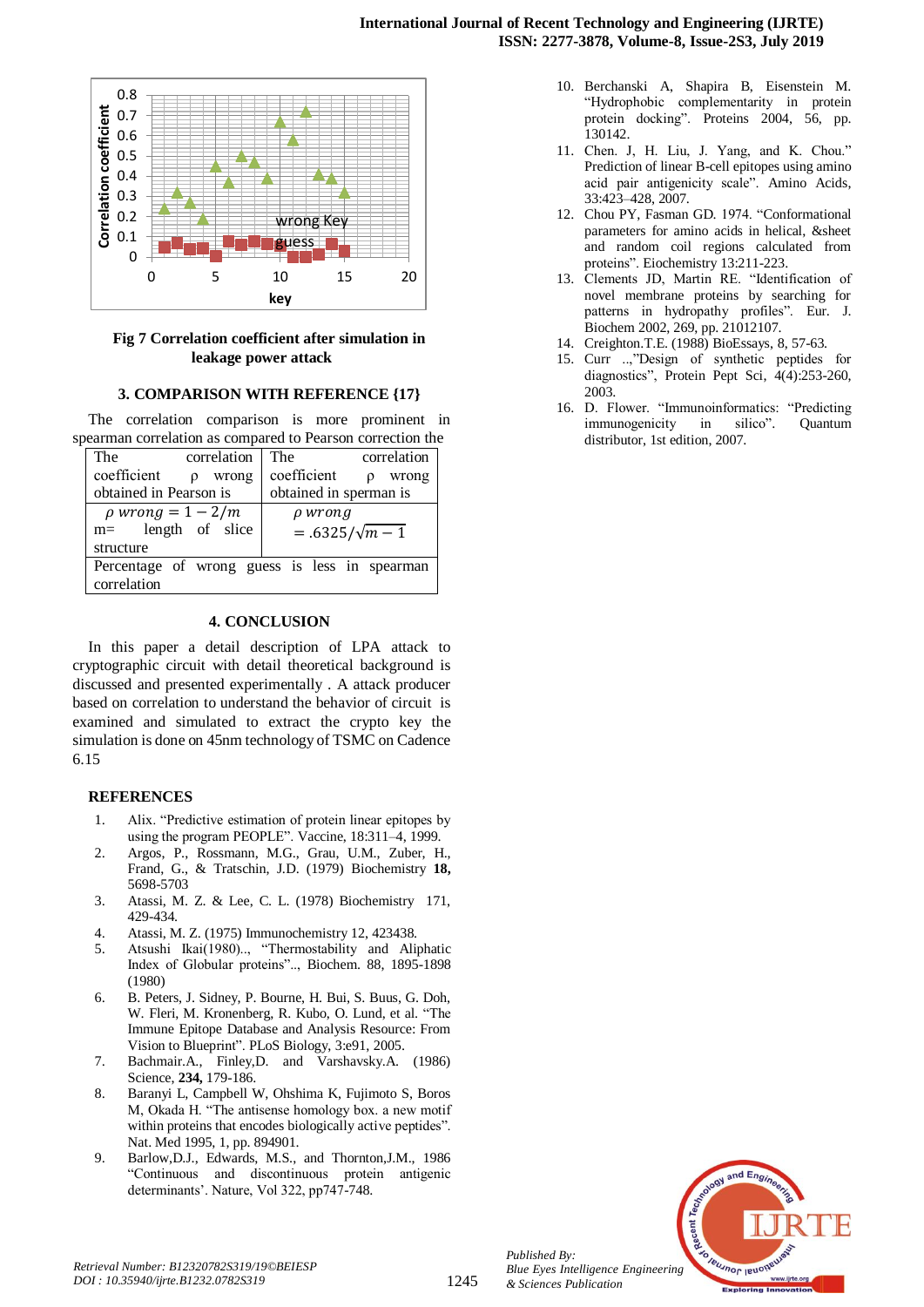0.8
0.7
0.6
0.5
0.4
0.3
0.2
0.1
0

Correlation coefficient

0 5 10 15 20

key

wrong Key

guess

**Fig 7 Correlation coefficient after simulation in leakage power attack**

### 3. COMPARISON WITH REFERENCE {17}

The correlation comparison is more prominent in spearman correlation as compared to Pearson correction the

| | |
|---|---|
| The correlation coefficient ρ wrong obtained in Pearson is | The correlation coefficient ρ wrong obtained in sperman is |
| $\rho\ wrong = 1 - 2/m$ m= length of slice structure | $\rho\ wrong = .6325/\sqrt{m-1}$ |
| Percentage of wrong guess is less in spearman correlation | |

### 4. CONCLUSION

In this paper a detail description of LPA attack to cryptographic circuit with detail theoretical background is discussed and presented experimentally . A attack producer based on correlation to understand the behavior of circuit is examined and simulated to extract the crypto key the simulation is done on 45nm technology of TSMC on Cadence 6.15

### REFERENCES

1. Alix. "Predictive estimation of protein linear epitopes by using the program PEOPLE". Vaccine, 18:311–4, 1999.
2. Argos, P., Rossmann, M.G., Grau, U.M., Zuber, H., Frand, G., & Tratschin, J.D. (1979) Biochemistry **18,** 5698-5703
3. Atassi, M. Z. & Lee, C. L. (1978) Biochemistry 171, 429-434.
4. Atassi, M. Z. (1975) Immunochemistry 12, 423438.
5. Atsushi Ikai(1980).., "Thermostability and Aliphatic Index of Globular proteins".., Biochem. 88, 1895-1898 (1980)
6. B. Peters, J. Sidney, P. Bourne, H. Bui, S. Buus, G. Doh, W. Fleri, M. Kronenberg, R. Kubo, O. Lund, et al. "The Immune Epitope Database and Analysis Resource: From Vision to Blueprint". PLoS Biology, 3:e91, 2005.
7. Bachmair.A., Finley,D. and Varshavsky.A. (1986) Science, **234,** 179-186.
8. Baranyi L, Campbell W, Ohshima K, Fujimoto S, Boros M, Okada H. "The antisense homology box. a new motif within proteins that encodes biologically active peptides". Nat. Med 1995, 1, pp. 894901.
9. Barlow,D.J., Edwards, M.S., and Thornton,J.M., 1986 "Continuous and discontinuous protein antigenic determinants'. Nature, Vol 322, pp747-748.
10. Berchanski A, Shapira B, Eisenstein M. "Hydrophobic complementarity in protein protein docking". Proteins 2004, 56, pp. 130142.
11. Chen. J, H. Liu, J. Yang, and K. Chou." Prediction of linear B-cell epitopes using amino acid pair antigenicity scale". Amino Acids, 33:423–428, 2007.
12. Chou PY, Fasman GD. 1974. "Conformational parameters for amino acids in helical, &sheet and random coil regions calculated from proteins". Eiochemistry 13:211-223.
13. Clements JD, Martin RE. "Identification of novel membrane proteins by searching for patterns in hydropathy profiles". Eur. J. Biochem 2002, 269, pp. 21012107.
14. Creighton.T.E. (1988) BioEssays, 8, 57-63.
15. Curr ..,"Design of synthetic peptides for diagnostics", Protein Pept Sci, 4(4):253-260, 2003.
16. D. Flower. "Immunoinformatics: "Predicting immunogenicity in silico". Quantum distributor, 1st edition, 2007.